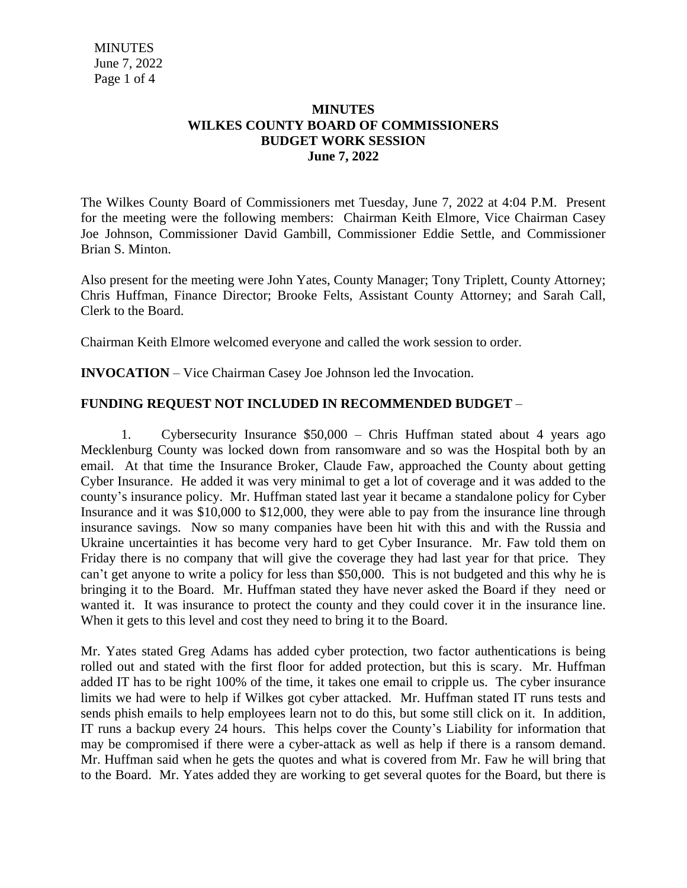**MINUTES**
**WILKES COUNTY BOARD OF COMMISSIONERS**
**BUDGET WORK SESSION**
**June 7, 2022**

The Wilkes County Board of Commissioners met Tuesday, June 7, 2022 at 4:04 P.M. Present for the meeting were the following members: Chairman Keith Elmore, Vice Chairman Casey Joe Johnson, Commissioner David Gambill, Commissioner Eddie Settle, and Commissioner Brian S. Minton.

Also present for the meeting were John Yates, County Manager; Tony Triplett, County Attorney; Chris Huffman, Finance Director; Brooke Felts, Assistant County Attorney; and Sarah Call, Clerk to the Board.

Chairman Keith Elmore welcomed everyone and called the work session to order.

**INVOCATION** – Vice Chairman Casey Joe Johnson led the Invocation.

**FUNDING REQUEST NOT INCLUDED IN RECOMMENDED BUDGET** –

1. Cybersecurity Insurance $50,000 – Chris Huffman stated about 4 years ago Mecklenburg County was locked down from ransomware and so was the Hospital both by an email. At that time the Insurance Broker, Claude Faw, approached the County about getting Cyber Insurance. He added it was very minimal to get a lot of coverage and it was added to the county's insurance policy. Mr. Huffman stated last year it became a standalone policy for Cyber Insurance and it was $10,000 to $12,000, they were able to pay from the insurance line through insurance savings. Now so many companies have been hit with this and with the Russia and Ukraine uncertainties it has become very hard to get Cyber Insurance. Mr. Faw told them on Friday there is no company that will give the coverage they had last year for that price. They can't get anyone to write a policy for less than $50,000. This is not budgeted and this why he is bringing it to the Board. Mr. Huffman stated they have never asked the Board if they need or wanted it. It was insurance to protect the county and they could cover it in the insurance line. When it gets to this level and cost they need to bring it to the Board.

Mr. Yates stated Greg Adams has added cyber protection, two factor authentications is being rolled out and stated with the first floor for added protection, but this is scary. Mr. Huffman added IT has to be right 100% of the time, it takes one email to cripple us. The cyber insurance limits we had were to help if Wilkes got cyber attacked. Mr. Huffman stated IT runs tests and sends phish emails to help employees learn not to do this, but some still click on it. In addition, IT runs a backup every 24 hours. This helps cover the County's Liability for information that may be compromised if there were a cyber-attack as well as help if there is a ransom demand. Mr. Huffman said when he gets the quotes and what is covered from Mr. Faw he will bring that to the Board. Mr. Yates added they are working to get several quotes for the Board, but there is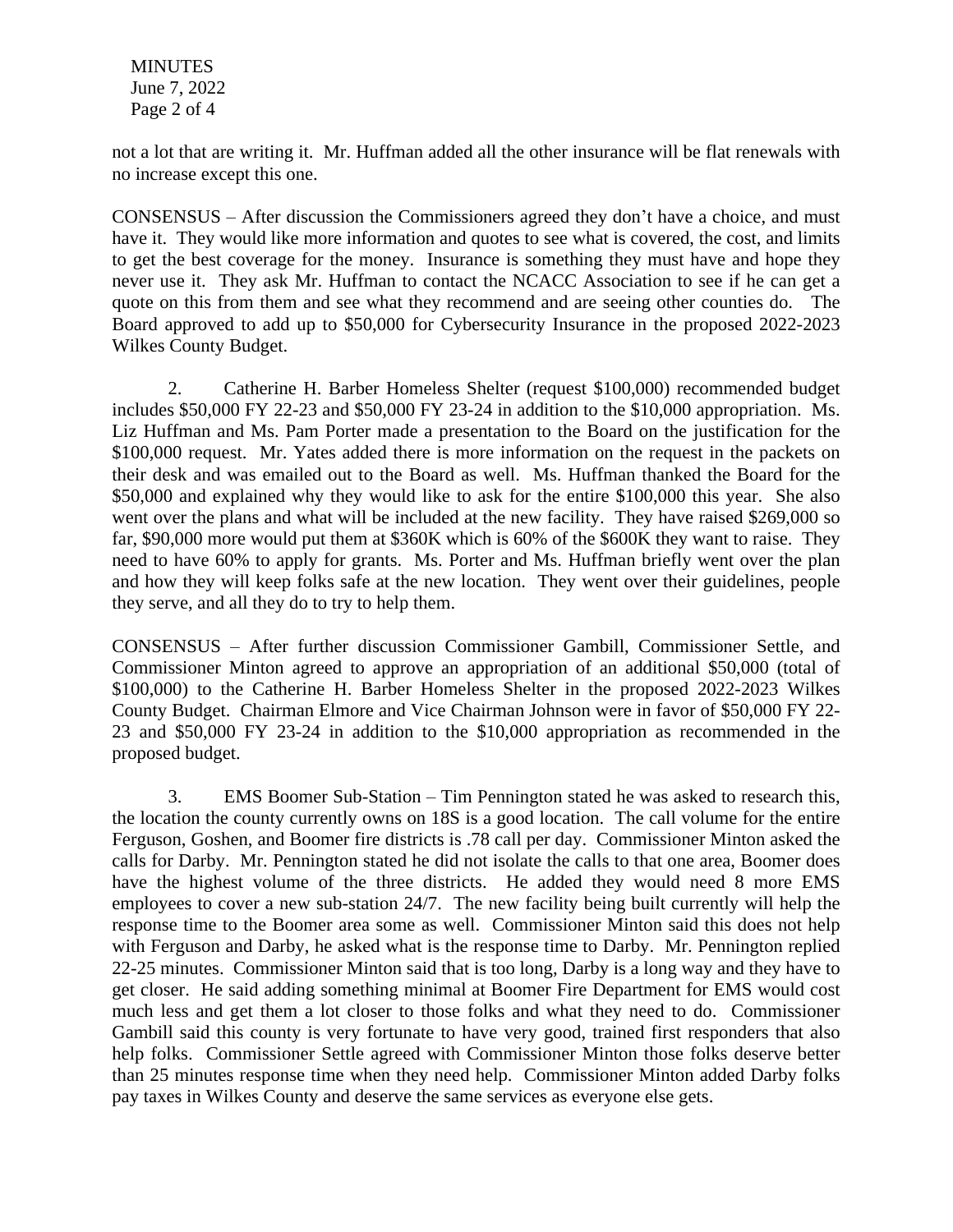not a lot that are writing it. Mr. Huffman added all the other insurance will be flat renewals with no increase except this one.

CONSENSUS – After discussion the Commissioners agreed they don't have a choice, and must have it. They would like more information and quotes to see what is covered, the cost, and limits to get the best coverage for the money. Insurance is something they must have and hope they never use it. They ask Mr. Huffman to contact the NCACC Association to see if he can get a quote on this from them and see what they recommend and are seeing other counties do. The Board approved to add up to $50,000 for Cybersecurity Insurance in the proposed 2022-2023 Wilkes County Budget.

2. Catherine H. Barber Homeless Shelter (request $100,000) recommended budget includes $50,000 FY 22-23 and $50,000 FY 23-24 in addition to the $10,000 appropriation. Ms. Liz Huffman and Ms. Pam Porter made a presentation to the Board on the justification for the $100,000 request. Mr. Yates added there is more information on the request in the packets on their desk and was emailed out to the Board as well. Ms. Huffman thanked the Board for the $50,000 and explained why they would like to ask for the entire $100,000 this year. She also went over the plans and what will be included at the new facility. They have raised $269,000 so far, $90,000 more would put them at $360K which is 60% of the $600K they want to raise. They need to have 60% to apply for grants. Ms. Porter and Ms. Huffman briefly went over the plan and how they will keep folks safe at the new location. They went over their guidelines, people they serve, and all they do to try to help them.

CONSENSUS – After further discussion Commissioner Gambill, Commissioner Settle, and Commissioner Minton agreed to approve an appropriation of an additional $50,000 (total of $100,000) to the Catherine H. Barber Homeless Shelter in the proposed 2022-2023 Wilkes County Budget. Chairman Elmore and Vice Chairman Johnson were in favor of $50,000 FY 22-23 and $50,000 FY 23-24 in addition to the $10,000 appropriation as recommended in the proposed budget.

3. EMS Boomer Sub-Station – Tim Pennington stated he was asked to research this, the location the county currently owns on 18S is a good location. The call volume for the entire Ferguson, Goshen, and Boomer fire districts is .78 call per day. Commissioner Minton asked the calls for Darby. Mr. Pennington stated he did not isolate the calls to that one area, Boomer does have the highest volume of the three districts. He added they would need 8 more EMS employees to cover a new sub-station 24/7. The new facility being built currently will help the response time to the Boomer area some as well. Commissioner Minton said this does not help with Ferguson and Darby, he asked what is the response time to Darby. Mr. Pennington replied 22-25 minutes. Commissioner Minton said that is too long, Darby is a long way and they have to get closer. He said adding something minimal at Boomer Fire Department for EMS would cost much less and get them a lot closer to those folks and what they need to do. Commissioner Gambill said this county is very fortunate to have very good, trained first responders that also help folks. Commissioner Settle agreed with Commissioner Minton those folks deserve better than 25 minutes response time when they need help. Commissioner Minton added Darby folks pay taxes in Wilkes County and deserve the same services as everyone else gets.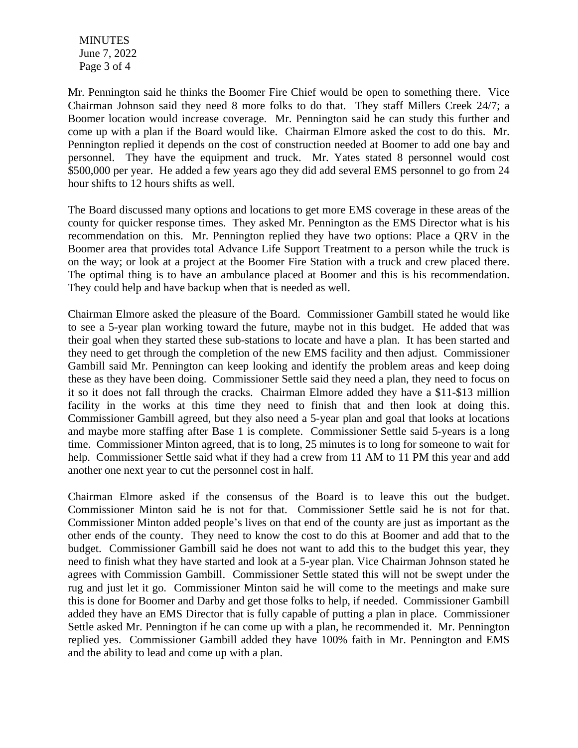Mr. Pennington said he thinks the Boomer Fire Chief would be open to something there. Vice Chairman Johnson said they need 8 more folks to do that. They staff Millers Creek 24/7; a Boomer location would increase coverage. Mr. Pennington said he can study this further and come up with a plan if the Board would like. Chairman Elmore asked the cost to do this. Mr. Pennington replied it depends on the cost of construction needed at Boomer to add one bay and personnel. They have the equipment and truck. Mr. Yates stated 8 personnel would cost \$500,000 per year. He added a few years ago they did add several EMS personnel to go from 24 hour shifts to 12 hours shifts as well.

The Board discussed many options and locations to get more EMS coverage in these areas of the county for quicker response times. They asked Mr. Pennington as the EMS Director what is his recommendation on this. Mr. Pennington replied they have two options: Place a QRV in the Boomer area that provides total Advance Life Support Treatment to a person while the truck is on the way; or look at a project at the Boomer Fire Station with a truck and crew placed there. The optimal thing is to have an ambulance placed at Boomer and this is his recommendation. They could help and have backup when that is needed as well.

Chairman Elmore asked the pleasure of the Board. Commissioner Gambill stated he would like to see a 5-year plan working toward the future, maybe not in this budget. He added that was their goal when they started these sub-stations to locate and have a plan. It has been started and they need to get through the completion of the new EMS facility and then adjust. Commissioner Gambill said Mr. Pennington can keep looking and identify the problem areas and keep doing these as they have been doing. Commissioner Settle said they need a plan, they need to focus on it so it does not fall through the cracks. Chairman Elmore added they have a \$11-\$13 million facility in the works at this time they need to finish that and then look at doing this. Commissioner Gambill agreed, but they also need a 5-year plan and goal that looks at locations and maybe more staffing after Base 1 is complete. Commissioner Settle said 5-years is a long time. Commissioner Minton agreed, that is to long, 25 minutes is to long for someone to wait for help. Commissioner Settle said what if they had a crew from 11 AM to 11 PM this year and add another one next year to cut the personnel cost in half.

Chairman Elmore asked if the consensus of the Board is to leave this out the budget. Commissioner Minton said he is not for that. Commissioner Settle said he is not for that. Commissioner Minton added people's lives on that end of the county are just as important as the other ends of the county. They need to know the cost to do this at Boomer and add that to the budget. Commissioner Gambill said he does not want to add this to the budget this year, they need to finish what they have started and look at a 5-year plan. Vice Chairman Johnson stated he agrees with Commission Gambill. Commissioner Settle stated this will not be swept under the rug and just let it go. Commissioner Minton said he will come to the meetings and make sure this is done for Boomer and Darby and get those folks to help, if needed. Commissioner Gambill added they have an EMS Director that is fully capable of putting a plan in place. Commissioner Settle asked Mr. Pennington if he can come up with a plan, he recommended it. Mr. Pennington replied yes. Commissioner Gambill added they have 100% faith in Mr. Pennington and EMS and the ability to lead and come up with a plan.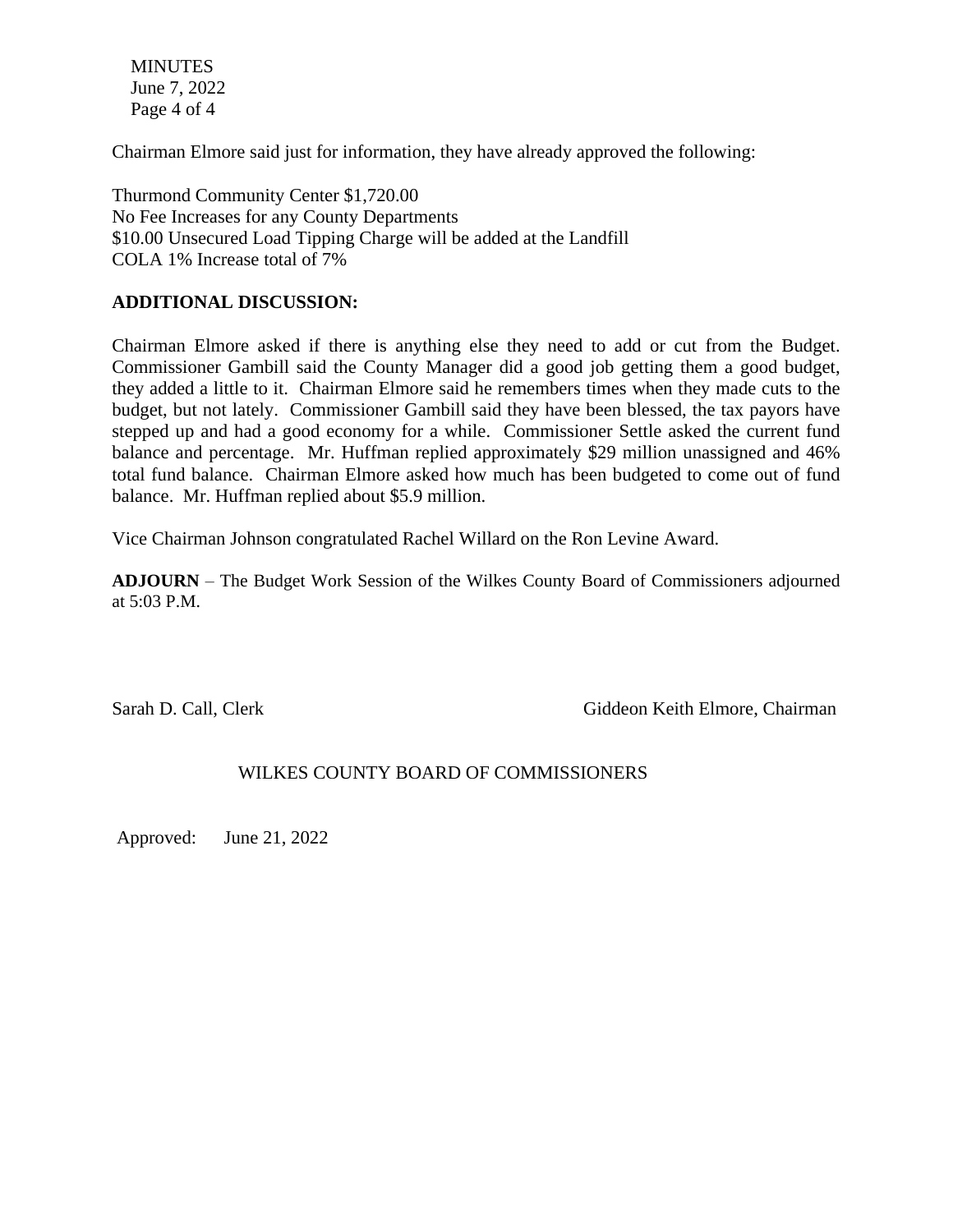Chairman Elmore said just for information, they have already approved the following:

Thurmond Community Center $1,720.00
No Fee Increases for any County Departments
$10.00 Unsecured Load Tipping Charge will be added at the Landfill
COLA 1% Increase total of 7%

**ADDITIONAL DISCUSSION:**

Chairman Elmore asked if there is anything else they need to add or cut from the Budget. Commissioner Gambill said the County Manager did a good job getting them a good budget, they added a little to it. Chairman Elmore said he remembers times when they made cuts to the budget, but not lately. Commissioner Gambill said they have been blessed, the tax payors have stepped up and had a good economy for a while. Commissioner Settle asked the current fund balance and percentage. Mr. Huffman replied approximately $29 million unassigned and 46% total fund balance. Chairman Elmore asked how much has been budgeted to come out of fund balance. Mr. Huffman replied about $5.9 million.

Vice Chairman Johnson congratulated Rachel Willard on the Ron Levine Award.

**ADJOURN** – The Budget Work Session of the Wilkes County Board of Commissioners adjourned at 5:03 P.M.

Sarah D. Call, Clerk

Giddeon Keith Elmore, Chairman

WILKES COUNTY BOARD OF COMMISSIONERS

Approved: June 21, 2022